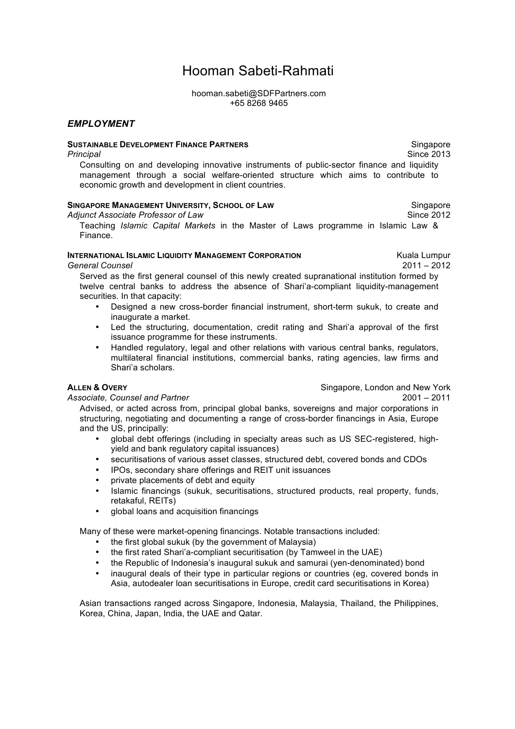# Hooman Sabeti-Rahmati

hooman.sabeti@SDFPartners.com
+65 8268 9465

## *EMPLOYMENT*

**SUSTAINABLE DEVELOPMENT FINANCE PARTNERS** — Singapore
*Principal* — Since 2013

Consulting on and developing innovative instruments of public-sector finance and liquidity management through a social welfare-oriented structure which aims to contribute to economic growth and development in client countries.

**SINGAPORE MANAGEMENT UNIVERSITY, SCHOOL OF LAW** — Singapore
*Adjunct Associate Professor of Law* — Since 2012

Teaching *Islamic Capital Markets* in the Master of Laws programme in Islamic Law & Finance.

**INTERNATIONAL ISLAMIC LIQUIDITY MANAGEMENT CORPORATION** — Kuala Lumpur
*General Counsel* — 2011 – 2012

Served as the first general counsel of this newly created supranational institution formed by twelve central banks to address the absence of Shari'a-compliant liquidity-management securities. In that capacity:

- Designed a new cross-border financial instrument, short-term sukuk, to create and inaugurate a market.
- Led the structuring, documentation, credit rating and Shari'a approval of the first issuance programme for these instruments.
- Handled regulatory, legal and other relations with various central banks, regulators, multilateral financial institutions, commercial banks, rating agencies, law firms and Shari'a scholars.

**ALLEN & OVERY** — Singapore, London and New York
*Associate, Counsel and Partner* — 2001 – 2011

Advised, or acted across from, principal global banks, sovereigns and major corporations in structuring, negotiating and documenting a range of cross-border financings in Asia, Europe and the US, principally:

- global debt offerings (including in specialty areas such as US SEC-registered, high-yield and bank regulatory capital issuances)
- securitisations of various asset classes, structured debt, covered bonds and CDOs
- IPOs, secondary share offerings and REIT unit issuances
- private placements of debt and equity
- Islamic financings (sukuk, securitisations, structured products, real property, funds, retakaful, REITs)
- global loans and acquisition financings

Many of these were market-opening financings. Notable transactions included:

- the first global sukuk (by the government of Malaysia)
- the first rated Shari'a-compliant securitisation (by Tamweel in the UAE)
- the Republic of Indonesia's inaugural sukuk and samurai (yen-denominated) bond
- inaugural deals of their type in particular regions or countries (eg, covered bonds in Asia, autodealer loan securitisations in Europe, credit card securitisations in Korea)

Asian transactions ranged across Singapore, Indonesia, Malaysia, Thailand, the Philippines, Korea, China, Japan, India, the UAE and Qatar.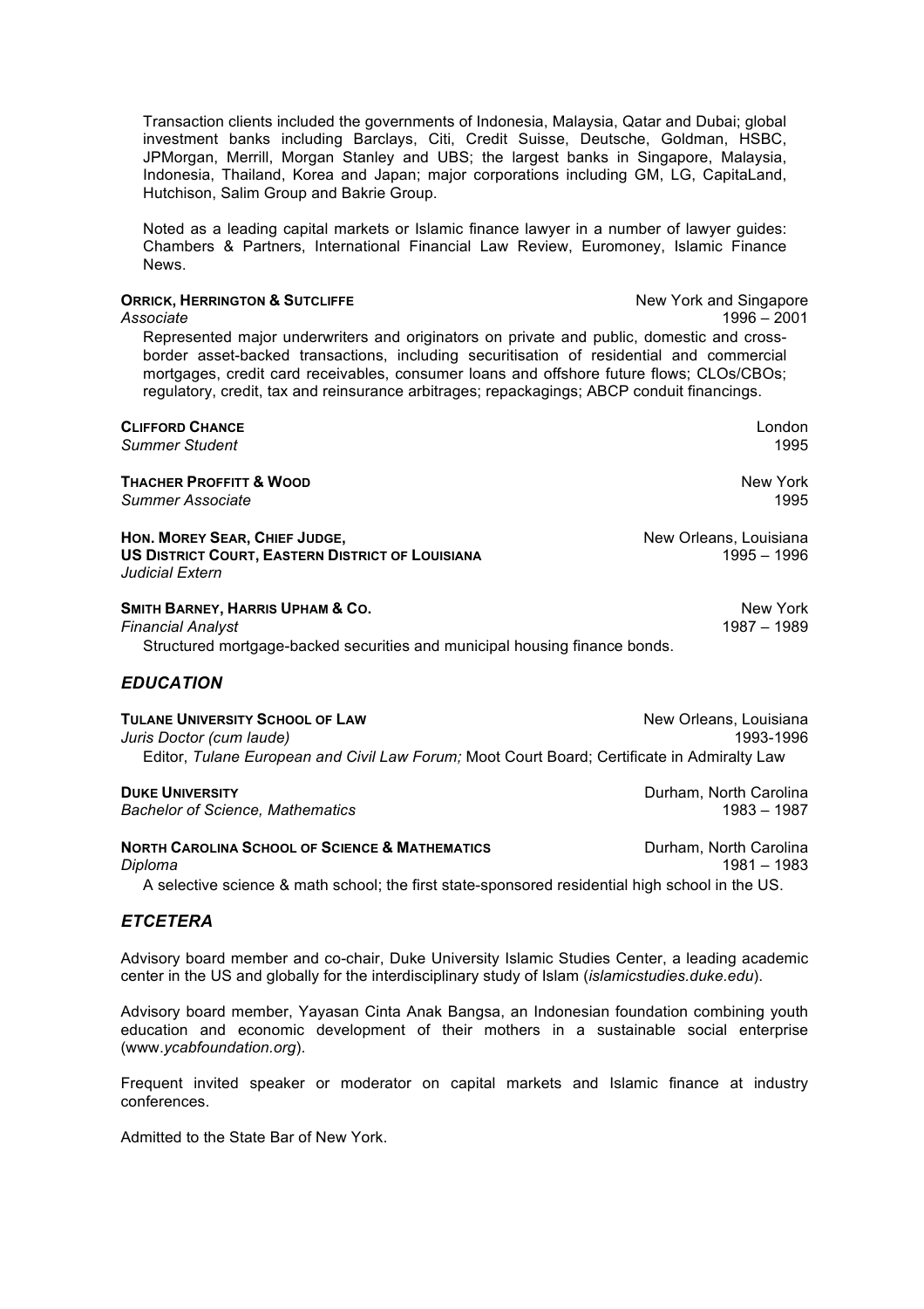Transaction clients included the governments of Indonesia, Malaysia, Qatar and Dubai; global investment banks including Barclays, Citi, Credit Suisse, Deutsche, Goldman, HSBC, JPMorgan, Merrill, Morgan Stanley and UBS; the largest banks in Singapore, Malaysia, Indonesia, Thailand, Korea and Japan; major corporations including GM, LG, CapitaLand, Hutchison, Salim Group and Bakrie Group.

Noted as a leading capital markets or Islamic finance lawyer in a number of lawyer guides: Chambers & Partners, International Financial Law Review, Euromoney, Islamic Finance News.

**ORRICK, HERRINGTON & SUTCLIFFE** — New York and Singapore
*Associate* — 1996 – 2001

Represented major underwriters and originators on private and public, domestic and cross-border asset-backed transactions, including securitisation of residential and commercial mortgages, credit card receivables, consumer loans and offshore future flows; CLOs/CBOs; regulatory, credit, tax and reinsurance arbitrages; repackagings; ABCP conduit financings.

**CLIFFORD CHANCE** — London
*Summer Student* — 1995

**THACHER PROFFITT & WOOD** — New York
*Summer Associate* — 1995

**HON. MOREY SEAR, CHIEF JUDGE,** — New Orleans, Louisiana
**US DISTRICT COURT, EASTERN DISTRICT OF LOUISIANA** — 1995 – 1996
*Judicial Extern*

**SMITH BARNEY, HARRIS UPHAM & CO.** — New York
*Financial Analyst* — 1987 – 1989

Structured mortgage-backed securities and municipal housing finance bonds.

## *EDUCATION*

**TULANE UNIVERSITY SCHOOL OF LAW** — New Orleans, Louisiana
*Juris Doctor (cum laude)* — 1993-1996

Editor, *Tulane European and Civil Law Forum;* Moot Court Board; Certificate in Admiralty Law

**DUKE UNIVERSITY** — Durham, North Carolina
*Bachelor of Science, Mathematics* — 1983 – 1987

**NORTH CAROLINA SCHOOL OF SCIENCE & MATHEMATICS** — Durham, North Carolina
*Diploma* — 1981 – 1983

A selective science & math school; the first state-sponsored residential high school in the US.

## *ETCETERA*

Advisory board member and co-chair, Duke University Islamic Studies Center, a leading academic center in the US and globally for the interdisciplinary study of Islam (*islamicstudies.duke.edu*).

Advisory board member, Yayasan Cinta Anak Bangsa, an Indonesian foundation combining youth education and economic development of their mothers in a sustainable social enterprise (www.*ycabfoundation.org*).

Frequent invited speaker or moderator on capital markets and Islamic finance at industry conferences.

Admitted to the State Bar of New York.